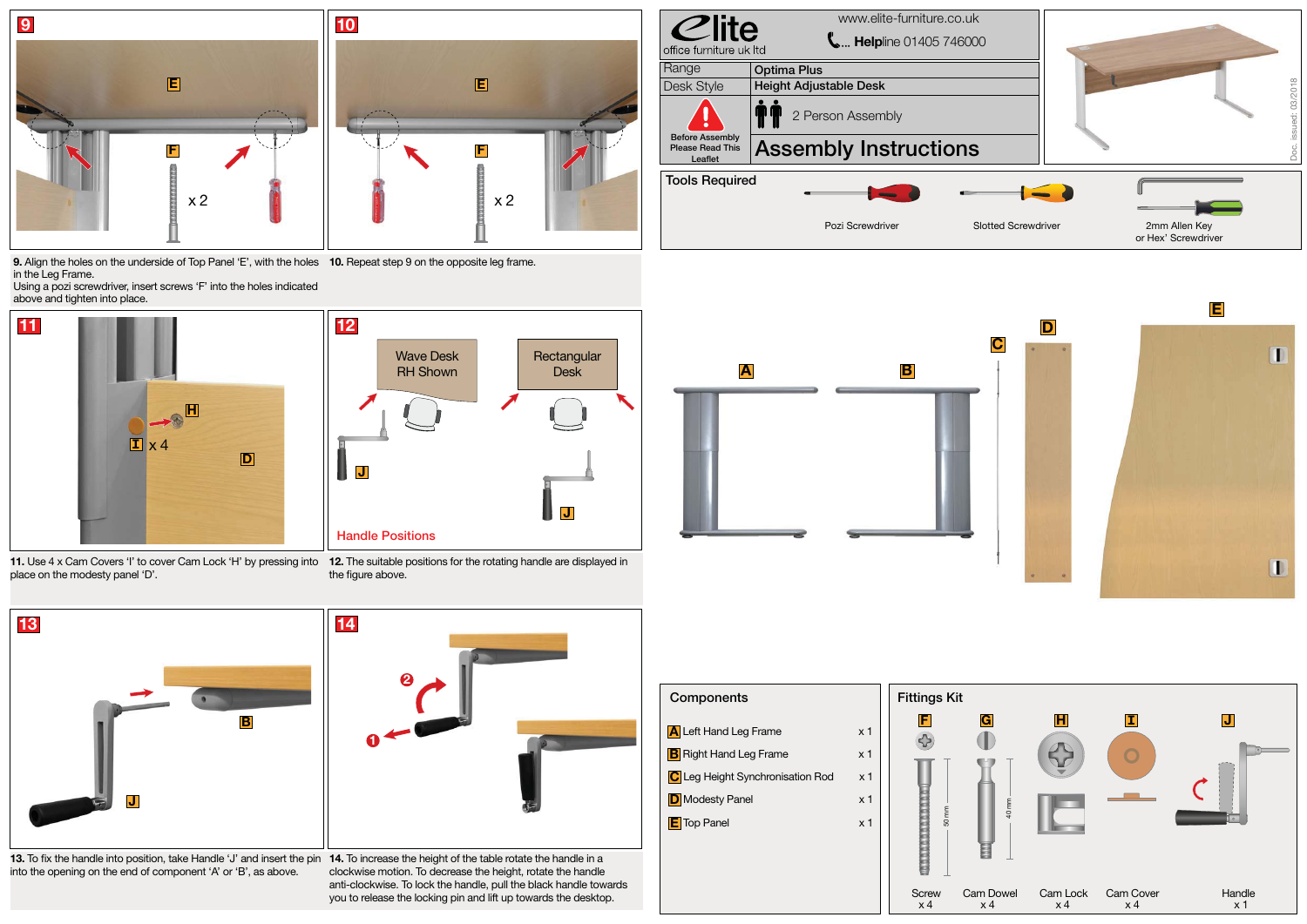# Elite office furniture uk ltd

www.elite-furniture.co.uk

Helpline 01405 746000

| Range | Optima Plus |
| --- | --- |
| Desk Style | Height Adjustable Desk |

Before Assembly Please Read This Leaflet

2 Person Assembly

## Assembly Instructions

Doc. issued: 03/2018

### Tools Required

- Pozi Screwdriver
- Slotted Screwdriver
- 2mm Allen Key or Hex' Screwdriver

### Components

| | | |
| --- | --- | --- |
| A | Left Hand Leg Frame | x 1 |
| B | Right Hand Leg Frame | x 1 |
| C | Leg Height Synchronisation Rod | x 1 |
| D | Modesty Panel | x 1 |
| E | Top Panel | x 1 |

### Fittings Kit

| F | G | H | I | J |
| --- | --- | --- | --- | --- |
| Screw x 4 | Cam Dowel x 4 | Cam Lock x 4 | Cam Cover x 4 | Handle x 1 |

F: 50 mm. G: 40 mm.

**9.** Align the holes on the underside of Top Panel 'E', with the holes in the Leg Frame.
Using a pozi screwdriver, insert screws 'F' into the holes indicated above and tighten into place.

**10.** Repeat step 9 on the opposite leg frame.

**11.** Use 4 x Cam Covers 'I' to cover Cam Lock 'H' by pressing into place on the modesty panel 'D'.

**12.** The suitable positions for the rotating handle are displayed in the figure above.

Handle Positions — Wave Desk RH Shown; Rectangular Desk

**13.** To fix the handle into position, take Handle 'J' and insert the pin into the opening on the end of component 'A' or 'B', as above.

**14.** To increase the height of the table rotate the handle in a clockwise motion. To decrease the height, rotate the handle anti-clockwise. To lock the handle, pull the black handle towards you to release the locking pin and lift up towards the desktop.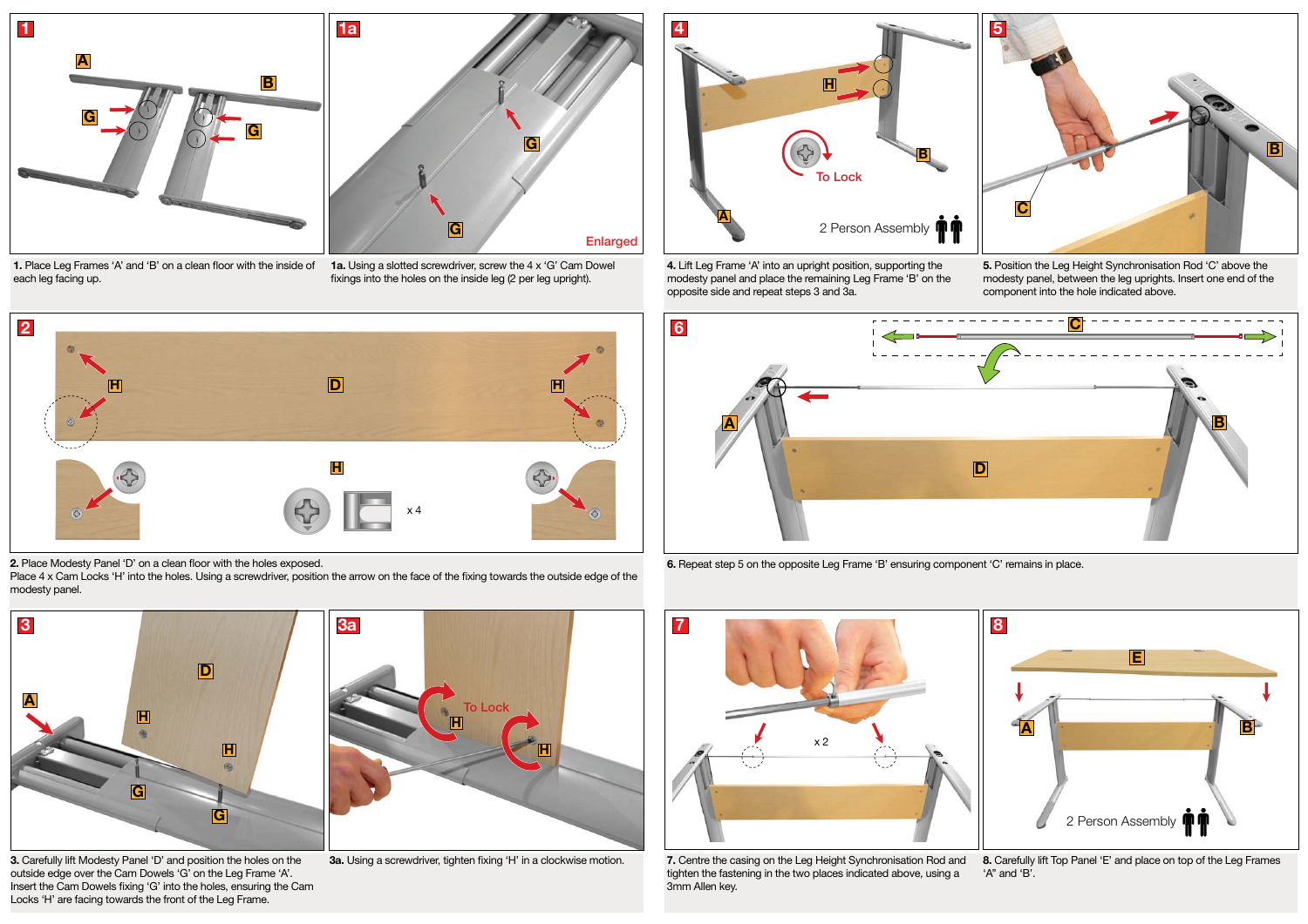**1.** Place Leg Frames 'A' and 'B' on a clean floor with the inside of each leg facing up.

**1a.** Using a slotted screwdriver, screw the 4 x 'G' Cam Dowel fixings into the holes on the inside leg (2 per leg upright).

Enlarged

**2.** Place Modesty Panel 'D' on a clean floor with the holes exposed.
Place 4 x Cam Locks 'H' into the holes. Using a screwdriver, position the arrow on the face of the fixing towards the outside edge of the modesty panel.

x 4

**3.** Carefully lift Modesty Panel 'D' and position the holes on the outside edge over the Cam Dowels 'G' on the Leg Frame 'A'. Insert the Cam Dowels fixing 'G' into the holes, ensuring the Cam Locks 'H' are facing towards the front of the Leg Frame.

**3a.** Using a screwdriver, tighten fixing 'H' in a clockwise motion.

To Lock

**4.** Lift Leg Frame 'A' into an upright position, supporting the modesty panel and place the remaining Leg Frame 'B' on the opposite side and repeat steps 3 and 3a.

To Lock

2 Person Assembly

**5.** Position the Leg Height Synchronisation Rod 'C' above the modesty panel, between the leg uprights. Insert one end of the component into the hole indicated above.

**6.** Repeat step 5 on the opposite Leg Frame 'B' ensuring component 'C' remains in place.

**7.** Centre the casing on the Leg Height Synchronisation Rod and tighten the fastening in the two places indicated above, using a 3mm Allen key.

x 2

**8.** Carefully lift Top Panel 'E' and place on top of the Leg Frames 'A" and 'B'.

2 Person Assembly